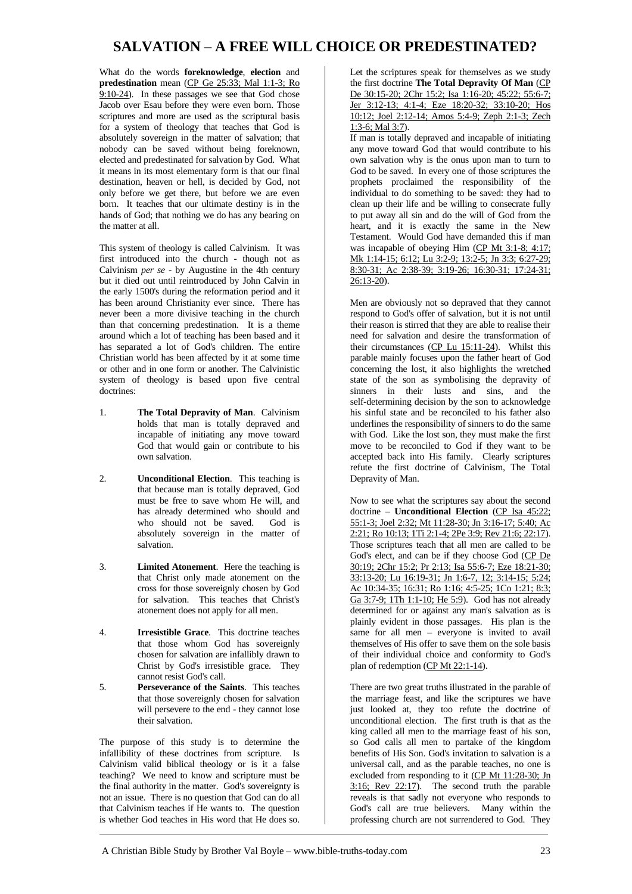# SALVATION – A FREE WILL CHOICE OR PREDESTINATED?

What do the words **foreknowledge**, **election** and **predestination** mean (CP Ge 25:33; Mal 1:1-3; Ro 9:10-24). In these passages we see that God chose Jacob over Esau before they were even born. Those scriptures and more are used as the scriptural basis for a system of theology that teaches that God is absolutely sovereign in the matter of salvation; that nobody can be saved without being foreknown, elected and predestinated for salvation by God. What it means in its most elementary form is that our final destination, heaven or hell, is decided by God, not only before we get there, but before we are even born. It teaches that our ultimate destiny is in the hands of God; that nothing we do has any bearing on the matter at all.

This system of theology is called Calvinism. It was first introduced into the church - though not as Calvinism *per se* - by Augustine in the 4th century but it died out until reintroduced by John Calvin in the early 1500's during the reformation period and it has been around Christianity ever since. There has never been a more divisive teaching in the church than that concerning predestination. It is a theme around which a lot of teaching has been based and it has separated a lot of God's children. The entire Christian world has been affected by it at some time or other and in one form or another. The Calvinistic system of theology is based upon five central doctrines:

1. **The Total Depravity of Man**. Calvinism holds that man is totally depraved and incapable of initiating any move toward God that would gain or contribute to his own salvation.
2. **Unconditional Election**. This teaching is that because man is totally depraved, God must be free to save whom He will, and has already determined who should and who should not be saved. God is absolutely sovereign in the matter of salvation.
3. **Limited Atonement**. Here the teaching is that Christ only made atonement on the cross for those sovereignly chosen by God for salvation. This teaches that Christ's atonement does not apply for all men.
4. **Irresistible Grace**. This doctrine teaches that those whom God has sovereignly chosen for salvation are infallibly drawn to Christ by God's irresistible grace. They cannot resist God's call.
5. **Perseverance of the Saints**. This teaches that those sovereignly chosen for salvation will persevere to the end - they cannot lose their salvation.

The purpose of this study is to determine the infallibility of these doctrines from scripture. Is Calvinism valid biblical theology or is it a false teaching? We need to know and scripture must be the final authority in the matter. God's sovereignty is not an issue. There is no question that God can do all that Calvinism teaches if He wants to. The question is whether God teaches in His word that He does so.

Let the scriptures speak for themselves as we study the first doctrine **The Total Depravity Of Man** (CP De 30:15-20; 2Chr 15:2; Isa 1:16-20; 45:22; 55:6-7; Jer 3:12-13; 4:1-4; Eze 18:20-32; 33:10-20; Hos 10:12; Joel 2:12-14; Amos 5:4-9; Zeph 2:1-3; Zech 1:3-6; Mal 3:7).

If man is totally depraved and incapable of initiating any move toward God that would contribute to his own salvation why is the onus upon man to turn to God to be saved. In every one of those scriptures the prophets proclaimed the responsibility of the individual to do something to be saved: they had to clean up their life and be willing to consecrate fully to put away all sin and do the will of God from the heart, and it is exactly the same in the New Testament. Would God have demanded this if man was incapable of obeying Him (CP Mt 3:1-8; 4:17; Mk 1:14-15; 6:12; Lu 3:2-9; 13:2-5; Jn 3:3; 6:27-29; 8:30-31; Ac 2:38-39; 3:19-26; 16:30-31; 17:24-31; 26:13-20).

Men are obviously not so depraved that they cannot respond to God's offer of salvation, but it is not until their reason is stirred that they are able to realise their need for salvation and desire the transformation of their circumstances (CP Lu 15:11-24). Whilst this parable mainly focuses upon the father heart of God concerning the lost, it also highlights the wretched state of the son as symbolising the depravity of sinners in their lusts and sins, and the self-determining decision by the son to acknowledge his sinful state and be reconciled to his father also underlines the responsibility of sinners to do the same with God. Like the lost son, they must make the first move to be reconciled to God if they want to be accepted back into His family. Clearly scriptures refute the first doctrine of Calvinism, The Total Depravity of Man.

Now to see what the scriptures say about the second doctrine – **Unconditional Election** (CP Isa 45:22; 55:1-3; Joel 2:32; Mt 11:28-30; Jn 3:16-17; 5:40; Ac 2:21; Ro 10:13; 1Ti 2:1-4; 2Pe 3:9; Rev 21:6; 22:17). Those scriptures teach that all men are called to be God's elect, and can be if they choose God (CP De 30:19; 2Chr 15:2; Pr 2:13; Isa 55:6-7; Eze 18:21-30; 33:13-20; Lu 16:19-31; Jn 1:6-7, 12; 3:14-15; 5:24; Ac 10:34-35; 16:31; Ro 1:16; 4:5-25; 1Co 1:21; 8:3; Ga 3:7-9; 1Th 1:1-10; He 5:9). God has not already determined for or against any man's salvation as is plainly evident in those passages. His plan is the same for all men – everyone is invited to avail themselves of His offer to save them on the sole basis of their individual choice and conformity to God's plan of redemption (CP Mt 22:1-14).

There are two great truths illustrated in the parable of the marriage feast, and like the scriptures we have just looked at, they too refute the doctrine of unconditional election. The first truth is that as the king called all men to the marriage feast of his son, so God calls all men to partake of the kingdom benefits of His Son. God's invitation to salvation is a universal call, and as the parable teaches, no one is excluded from responding to it (CP Mt 11:28-30; Jn 3:16; Rev 22:17). The second truth the parable reveals is that sadly not everyone who responds to God's call are true believers. Many within the professing church are not surrendered to God. They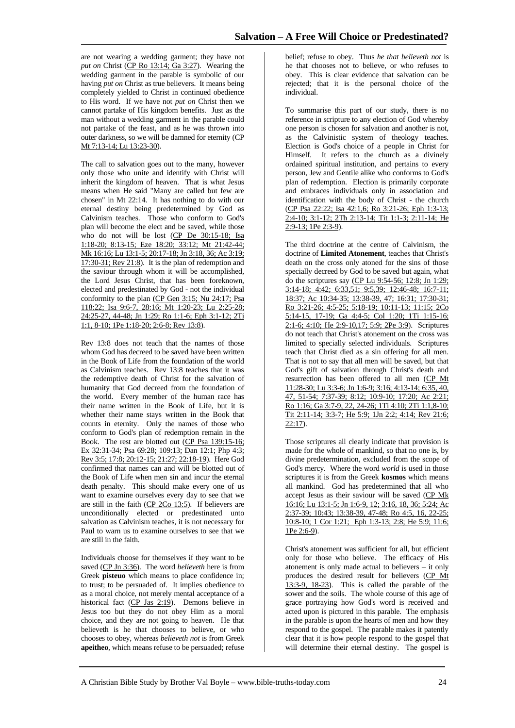are not wearing a wedding garment; they have not *put on* Christ (CP Ro 13:14; Ga 3:27). Wearing the wedding garment in the parable is symbolic of our having *put on* Christ as true believers. It means being completely yielded to Christ in continued obedience to His word. If we have not *put on* Christ then we cannot partake of His kingdom benefits. Just as the man without a wedding garment in the parable could not partake of the feast, and as he was thrown into outer darkness, so we will be damned for eternity (CP Mt 7:13-14; Lu 13:23-30).

The call to salvation goes out to the many, however only those who unite and identify with Christ will inherit the kingdom of heaven. That is what Jesus means when He said "Many are called but few are chosen" in Mt 22:14. It has nothing to do with our eternal destiny being predetermined by God as Calvinism teaches. Those who conform to God's plan will become the elect and be saved, while those who do not will be lost (CP De 30:15-18; Isa 1:18-20; 8:13-15; Eze 18:20; 33:12; Mt 21:42-44; Mk 16:16; Lu 13:1-5; 20:17-18; Jn 3:18, 36; Ac 3:19; 17:30-31; Rev 21:8). It is the plan of redemption and the saviour through whom it will be accomplished, the Lord Jesus Christ, that has been foreknown, elected and predestinated by God - not the individual conformity to the plan (CP Gen 3:15; Nu 24:17; Psa 118:22; Isa 9:6-7, 28:16; Mt 1:20-23; Lu 2:25-28; 24:25-27, 44-48; Jn 1:29; Ro 1:1-6; Eph 3:1-12; 2Ti 1:1, 8-10; 1Pe 1:18-20; 2:6-8; Rev 13:8).

Rev 13:8 does not teach that the names of those whom God has decreed to be saved have been written in the Book of Life from the foundation of the world as Calvinism teaches. Rev 13:8 teaches that it was the redemptive death of Christ for the salvation of humanity that God decreed from the foundation of the world. Every member of the human race has their name written in the Book of Life, but it is whether their name stays written in the Book that counts in eternity. Only the names of those who conform to God's plan of redemption remain in the Book. The rest are blotted out (CP Psa 139:15-16; Ex 32:31-34; Psa 69:28; 109:13; Dan 12:1; Php 4:3; Rev 3:5; 17:8; 20:12-15; 21:27; 22:18-19). Here God confirmed that names can and will be blotted out of the Book of Life when men sin and incur the eternal death penalty. This should make every one of us want to examine ourselves every day to see that we are still in the faith (CP 2Co 13:5). If believers are unconditionally elected or predestinated unto salvation as Calvinism teaches, it is not necessary for Paul to warn us to examine ourselves to see that we are still in the faith.

Individuals choose for themselves if they want to be saved (CP Jn 3:36). The word *believeth* here is from Greek **pisteuo** which means to place confidence in; to trust; to be persuaded of. It implies obedience to as a moral choice, not merely mental acceptance of a historical fact (CP Jas 2:19). Demons believe in Jesus too but they do not obey Him as a moral choice, and they are not going to heaven. He that believeth is he that chooses to believe, or who chooses to obey, whereas *believeth not* is from Greek **apeitheo**, which means refuse to be persuaded; refuse belief; refuse to obey. Thus *he that believeth not* is he that chooses not to believe, or who refuses to obey. This is clear evidence that salvation can be rejected; that it is the personal choice of the individual.

To summarise this part of our study, there is no reference in scripture to any election of God whereby one person is chosen for salvation and another is not, as the Calvinistic system of theology teaches. Election is God's choice of a people in Christ for Himself. It refers to the church as a divinely ordained spiritual institution, and pertains to every person, Jew and Gentile alike who conforms to God's plan of redemption. Election is primarily corporate and embraces individuals only in association and identification with the body of Christ - the church (CP Psa 22:22; Isa 42:1,6; Ro 3:21-26; Eph 1:3-13; 2:4-10; 3:1-12; 2Th 2:13-14; Tit 1:1-3; 2:11-14; He 2:9-13; 1Pe 2:3-9).

The third doctrine at the centre of Calvinism, the doctrine of **Limited Atonement**, teaches that Christ's death on the cross only atoned for the sins of those specially decreed by God to be saved but again, what do the scriptures say (CP Lu 9:54-56; 12:8; Jn 1:29; 3:14-18; 4:42; 6:33,51; 9:5,39; 12:46-48; 16:7-11; 18:37; Ac 10:34-35; 13:38-39, 47; 16:31; 17:30-31; Ro 3:21-26; 4:5-25; 5:18-19; 10:11-13; 11:15; 2Co 5:14-15, 17-19; Ga 4:4-5; Col 1:20; 1Ti 1:15-16; 2:1-6; 4:10; He 2:9-10,17; 5:9; 2Pe 3:9). Scriptures do not teach that Christ's atonement on the cross was limited to specially selected individuals. Scriptures teach that Christ died as a sin offering for all men. That is not to say that all men will be saved, but that God's gift of salvation through Christ's death and resurrection has been offered to all men (CP Mt 11:28-30; Lu 3:3-6; Jn 1:6-9; 3:16; 4:13-14; 6:35, 40, 47, 51-54; 7:37-39; 8:12; 10:9-10; 17:20; Ac 2:21; Ro 1:16; Ga 3:7-9, 22, 24-26; 1Ti 4:10; 2Ti 1:1,8-10; Tit 2:11-14; 3:3-7; He 5:9; 1Jn 2:2; 4:14; Rev 21:6; 22:17).

Those scriptures all clearly indicate that provision is made for the whole of mankind, so that no one is, by divine predetermination, excluded from the scope of God's mercy. Where the word *world* is used in those scriptures it is from the Greek **kosmos** which means all mankind. God has predetermined that all who accept Jesus as their saviour will be saved (CP Mk 16:16; Lu 13:1-5; Jn 1:6-9, 12; 3:16, 18, 36; 5:24; Ac 2:37-39; 10:43; 13:38-39, 47-48; Ro 4:5, 16, 22-25; 10:8-10; 1 Cor 1:21; Eph 1:3-13; 2:8; He 5:9; 11:6; 1Pe 2:6-9).

Christ's atonement was sufficient for all, but efficient only for those who believe. The efficacy of His atonement is only made actual to believers – it only produces the desired result for believers (CP Mt 13:3-9, 18-23). This is called the parable of the sower and the soils. The whole course of this age of grace portraying how God's word is received and acted upon is pictured in this parable. The emphasis in the parable is upon the hearts of men and how they respond to the gospel. The parable makes it patently clear that it is how people respond to the gospel that will determine their eternal destiny. The gospel is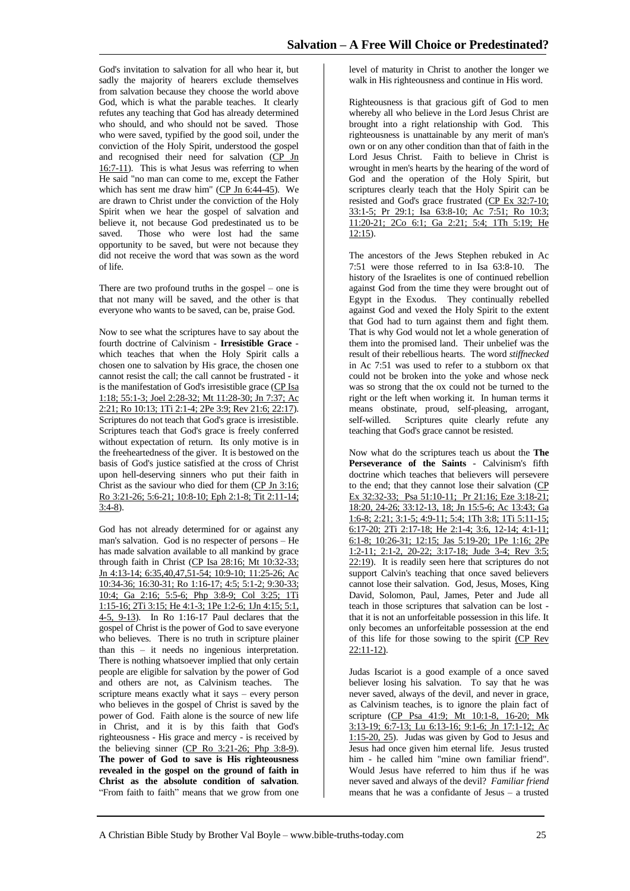God's invitation to salvation for all who hear it, but sadly the majority of hearers exclude themselves from salvation because they choose the world above God, which is what the parable teaches. It clearly refutes any teaching that God has already determined who should, and who should not be saved. Those who were saved, typified by the good soil, under the conviction of the Holy Spirit, understood the gospel and recognised their need for salvation (CP Jn 16:7-11). This is what Jesus was referring to when He said "no man can come to me, except the Father which has sent me draw him" (CP Jn 6:44-45). We are drawn to Christ under the conviction of the Holy Spirit when we hear the gospel of salvation and believe it, not because God predestinated us to be saved. Those who were lost had the same opportunity to be saved, but were not because they did not receive the word that was sown as the word of life.

There are two profound truths in the gospel – one is that not many will be saved, and the other is that everyone who wants to be saved, can be, praise God.

Now to see what the scriptures have to say about the fourth doctrine of Calvinism - **Irresistible Grace** - which teaches that when the Holy Spirit calls a chosen one to salvation by His grace, the chosen one cannot resist the call; the call cannot be frustrated - it is the manifestation of God's irresistible grace (CP Isa 1:18; 55:1-3; Joel 2:28-32; Mt 11:28-30; Jn 7:37; Ac 2:21; Ro 10:13; 1Ti 2:1-4; 2Pe 3:9; Rev 21:6; 22:17). Scriptures do not teach that God's grace is irresistible. Scriptures teach that God's grace is freely conferred without expectation of return. Its only motive is in the freeheartedness of the giver. It is bestowed on the basis of God's justice satisfied at the cross of Christ upon hell-deserving sinners who put their faith in Christ as the saviour who died for them (CP Jn 3:16; Ro 3:21-26; 5:6-21; 10:8-10; Eph 2:1-8; Tit 2:11-14; 3:4-8).

God has not already determined for or against any man's salvation. God is no respecter of persons – He has made salvation available to all mankind by grace through faith in Christ (CP Isa 28:16; Mt 10:32-33; Jn 4:13-14; 6:35,40,47,51-54; 10:9-10; 11:25-26; Ac 10:34-36; 16:30-31; Ro 1:16-17; 4:5; 5:1-2; 9:30-33; 10:4; Ga 2:16; 5:5-6; Php 3:8-9; Col 3:25; 1Ti 1:15-16; 2Ti 3:15; He 4:1-3; 1Pe 1:2-6; 1Jn 4:15; 5:1, 4-5, 9-13). In Ro 1:16-17 Paul declares that the gospel of Christ is the power of God to save everyone who believes. There is no truth in scripture plainer than this – it needs no ingenious interpretation. There is nothing whatsoever implied that only certain people are eligible for salvation by the power of God and others are not, as Calvinism teaches. The scripture means exactly what it says – every person who believes in the gospel of Christ is saved by the power of God. Faith alone is the source of new life in Christ, and it is by this faith that God's righteousness - His grace and mercy - is received by the believing sinner (CP Ro 3:21-26; Php 3:8-9). **The power of God to save is His righteousness revealed in the gospel on the ground of faith in Christ as the absolute condition of salvation**. "From faith to faith" means that we grow from one level of maturity in Christ to another the longer we walk in His righteousness and continue in His word.

Righteousness is that gracious gift of God to men whereby all who believe in the Lord Jesus Christ are brought into a right relationship with God. This righteousness is unattainable by any merit of man's own or on any other condition than that of faith in the Lord Jesus Christ. Faith to believe in Christ is wrought in men's hearts by the hearing of the word of God and the operation of the Holy Spirit, but scriptures clearly teach that the Holy Spirit can be resisted and God's grace frustrated (CP Ex 32:7-10; 33:1-5; Pr 29:1; Isa 63:8-10; Ac 7:51; Ro 10:3; 11:20-21; 2Co 6:1; Ga 2:21; 5:4; 1Th 5:19; He 12:15).

The ancestors of the Jews Stephen rebuked in Ac 7:51 were those referred to in Isa 63:8-10. The history of the Israelites is one of continued rebellion against God from the time they were brought out of Egypt in the Exodus. They continually rebelled against God and vexed the Holy Spirit to the extent that God had to turn against them and fight them. That is why God would not let a whole generation of them into the promised land. Their unbelief was the result of their rebellious hearts. The word *stiffnecked* in Ac 7:51 was used to refer to a stubborn ox that could not be broken into the yoke and whose neck was so strong that the ox could not be turned to the right or the left when working it. In human terms it means obstinate, proud, self-pleasing, arrogant, self-willed. Scriptures quite clearly refute any teaching that God's grace cannot be resisted.

Now what do the scriptures teach us about the **The Perseverance of the Saints** - Calvinism's fifth doctrine which teaches that believers will persevere to the end; that they cannot lose their salvation (CP Ex 32:32-33; Psa 51:10-11; Pr 21:16; Eze 3:18-21; 18:20, 24-26; 33:12-13, 18; Jn 15:5-6; Ac 13:43; Ga 1:6-8; 2:21; 3:1-5; 4:9-11; 5:4; 1Th 3:8; 1Ti 5:11-15; 6:17-20; 2Ti 2:17-18; He 2:1-4; 3:6, 12-14; 4:1-11; 6:1-8; 10:26-31; 12:15; Jas 5:19-20; 1Pe 1:16; 2Pe 1:2-11; 2:1-2, 20-22; 3:17-18; Jude 3-4; Rev 3:5; 22:19). It is readily seen here that scriptures do not support Calvin's teaching that once saved believers cannot lose their salvation. God, Jesus, Moses, King David, Solomon, Paul, James, Peter and Jude all teach in those scriptures that salvation can be lost - that it is not an unforfeitable possession in this life. It only becomes an unforfeitable possession at the end of this life for those sowing to the spirit (CP Rev 22:11-12).

Judas Iscariot is a good example of a once saved believer losing his salvation. To say that he was never saved, always of the devil, and never in grace, as Calvinism teaches, is to ignore the plain fact of scripture (CP Psa 41:9; Mt 10:1-8, 16-20; Mk 3:13-19; 6:7-13; Lu 6:13-16; 9:1-6; Jn 17:1-12; Ac 1:15-20, 25). Judas was given by God to Jesus and Jesus had once given him eternal life. Jesus trusted him - he called him "mine own familiar friend". Would Jesus have referred to him thus if he was never saved and always of the devil? *Familiar friend* means that he was a confidante of Jesus – a trusted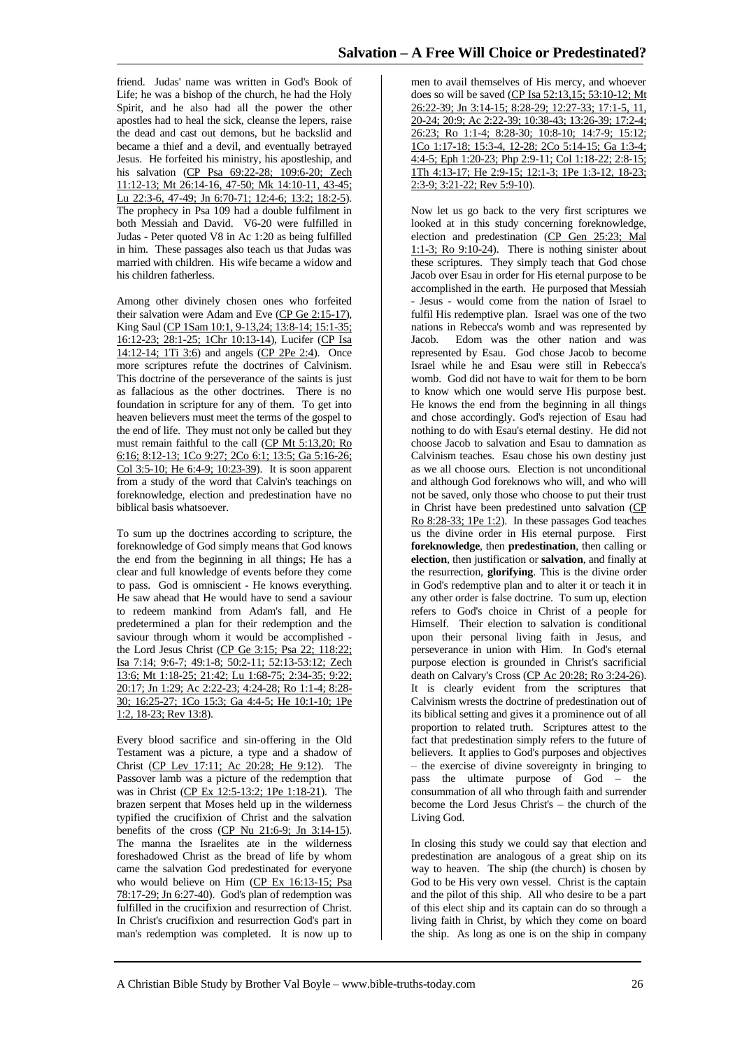friend. Judas' name was written in God's Book of Life; he was a bishop of the church, he had the Holy Spirit, and he also had all the power the other apostles had to heal the sick, cleanse the lepers, raise the dead and cast out demons, but he backslid and became a thief and a devil, and eventually betrayed Jesus. He forfeited his ministry, his apostleship, and his salvation (CP Psa 69:22-28; 109:6-20; Zech 11:12-13; Mt 26:14-16, 47-50; Mk 14:10-11, 43-45; Lu 22:3-6, 47-49; Jn 6:70-71; 12:4-6; 13:2; 18:2-5). The prophecy in Psa 109 had a double fulfilment in both Messiah and David. V6-20 were fulfilled in Judas - Peter quoted V8 in Ac 1:20 as being fulfilled in him. These passages also teach us that Judas was married with children. His wife became a widow and his children fatherless.

Among other divinely chosen ones who forfeited their salvation were Adam and Eve (CP Ge 2:15-17), King Saul (CP 1Sam 10:1, 9-13,24; 13:8-14; 15:1-35; 16:12-23; 28:1-25; 1Chr 10:13-14), Lucifer (CP Isa 14:12-14; 1Ti 3:6) and angels (CP 2Pe 2:4). Once more scriptures refute the doctrines of Calvinism. This doctrine of the perseverance of the saints is just as fallacious as the other doctrines. There is no foundation in scripture for any of them. To get into heaven believers must meet the terms of the gospel to the end of life. They must not only be called but they must remain faithful to the call (CP Mt 5:13,20; Ro 6:16; 8:12-13; 1Co 9:27; 2Co 6:1; 13:5; Ga 5:16-26; Col 3:5-10; He 6:4-9; 10:23-39). It is soon apparent from a study of the word that Calvin's teachings on foreknowledge, election and predestination have no biblical basis whatsoever.

To sum up the doctrines according to scripture, the foreknowledge of God simply means that God knows the end from the beginning in all things; He has a clear and full knowledge of events before they come to pass. God is omniscient - He knows everything. He saw ahead that He would have to send a saviour to redeem mankind from Adam's fall, and He predetermined a plan for their redemption and the saviour through whom it would be accomplished - the Lord Jesus Christ (CP Ge 3:15; Psa 22; 118:22; Isa 7:14; 9:6-7; 49:1-8; 50:2-11; 52:13-53:12; Zech 13:6; Mt 1:18-25; 21:42; Lu 1:68-75; 2:34-35; 9:22; 20:17; Jn 1:29; Ac 2:22-23; 4:24-28; Ro 1:1-4; 8:28-30; 16:25-27; 1Co 15:3; Ga 4:4-5; He 10:1-10; 1Pe 1:2, 18-23; Rev 13:8).

Every blood sacrifice and sin-offering in the Old Testament was a picture, a type and a shadow of Christ (CP Lev 17:11; Ac 20:28; He 9:12). The Passover lamb was a picture of the redemption that was in Christ (CP Ex 12:5-13:2; 1Pe 1:18-21). The brazen serpent that Moses held up in the wilderness typified the crucifixion of Christ and the salvation benefits of the cross (CP Nu 21:6-9; Jn 3:14-15). The manna the Israelites ate in the wilderness foreshadowed Christ as the bread of life by whom came the salvation God predestinated for everyone who would believe on Him (CP Ex 16:13-15; Psa 78:17-29; Jn 6:27-40). God's plan of redemption was fulfilled in the crucifixion and resurrection of Christ. In Christ's crucifixion and resurrection God's part in man's redemption was completed. It is now up to men to avail themselves of His mercy, and whoever does so will be saved (CP Isa 52:13,15; 53:10-12; Mt 26:22-39; Jn 3:14-15; 8:28-29; 12:27-33; 17:1-5, 11, 20-24; 20:9; Ac 2:22-39; 10:38-43; 13:26-39; 17:2-4; 26:23; Ro 1:1-4; 8:28-30; 10:8-10; 14:7-9; 15:12; 1Co 1:17-18; 15:3-4, 12-28; 2Co 5:14-15; Ga 1:3-4; 4:4-5; Eph 1:20-23; Php 2:9-11; Col 1:18-22; 2:8-15; 1Th 4:13-17; He 2:9-15; 12:1-3; 1Pe 1:3-12, 18-23; 2:3-9; 3:21-22; Rev 5:9-10).

Now let us go back to the very first scriptures we looked at in this study concerning foreknowledge, election and predestination (CP Gen 25:23; Mal 1:1-3; Ro 9:10-24). There is nothing sinister about these scriptures. They simply teach that God chose Jacob over Esau in order for His eternal purpose to be accomplished in the earth. He purposed that Messiah - Jesus - would come from the nation of Israel to fulfil His redemptive plan. Israel was one of the two nations in Rebecca's womb and was represented by Jacob. Edom was the other nation and was represented by Esau. God chose Jacob to become Israel while he and Esau were still in Rebecca's womb. God did not have to wait for them to be born to know which one would serve His purpose best. He knows the end from the beginning in all things and chose accordingly. God's rejection of Esau had nothing to do with Esau's eternal destiny. He did not choose Jacob to salvation and Esau to damnation as Calvinism teaches. Esau chose his own destiny just as we all choose ours. Election is not unconditional and although God foreknows who will, and who will not be saved, only those who choose to put their trust in Christ have been predestined unto salvation (CP Ro 8:28-33; 1Pe 1:2). In these passages God teaches us the divine order in His eternal purpose. First **foreknowledge**, then **predestination**, then calling or **election**, then justification or **salvation**, and finally at the resurrection, **glorifying**. This is the divine order in God's redemptive plan and to alter it or teach it in any other order is false doctrine. To sum up, election refers to God's choice in Christ of a people for Himself. Their election to salvation is conditional upon their personal living faith in Jesus, and perseverance in union with Him. In God's eternal purpose election is grounded in Christ's sacrificial death on Calvary's Cross (CP Ac 20:28; Ro 3:24-26). It is clearly evident from the scriptures that Calvinism wrests the doctrine of predestination out of its biblical setting and gives it a prominence out of all proportion to related truth. Scriptures attest to the fact that predestination simply refers to the future of believers. It applies to God's purposes and objectives – the exercise of divine sovereignty in bringing to pass the ultimate purpose of God – the consummation of all who through faith and surrender become the Lord Jesus Christ's – the church of the Living God.

In closing this study we could say that election and predestination are analogous of a great ship on its way to heaven. The ship (the church) is chosen by God to be His very own vessel. Christ is the captain and the pilot of this ship. All who desire to be a part of this elect ship and its captain can do so through a living faith in Christ, by which they come on board the ship. As long as one is on the ship in company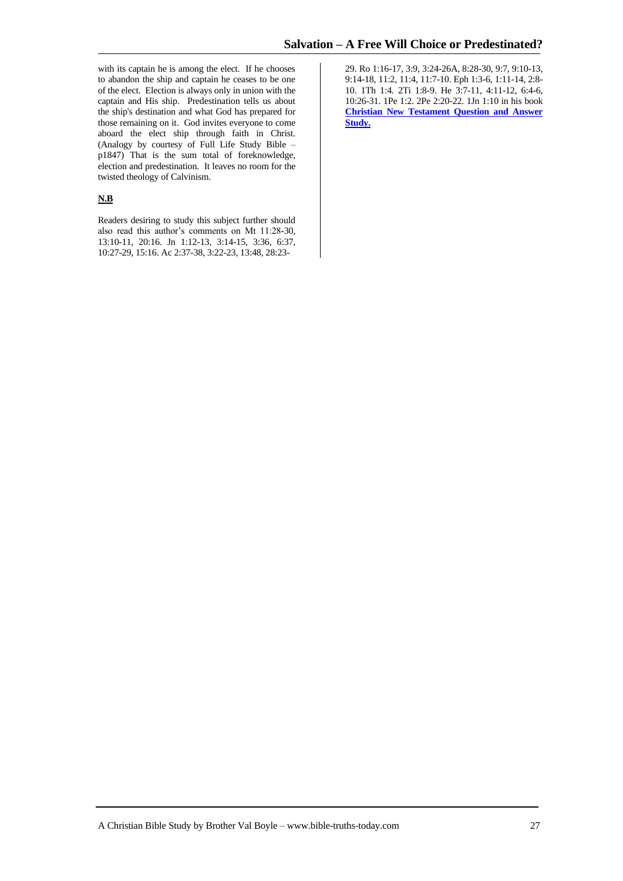with its captain he is among the elect. If he chooses to abandon the ship and captain he ceases to be one of the elect. Election is always only in union with the captain and His ship. Predestination tells us about the ship's destination and what God has prepared for those remaining on it. God invites everyone to come aboard the elect ship through faith in Christ. (Analogy by courtesy of Full Life Study Bible – p1847) That is the sum total of foreknowledge, election and predestination. It leaves no room for the twisted theology of Calvinism.

**N.B**

Readers desiring to study this subject further should also read this author's comments on Mt 11:28-30, 13:10-11, 20:16. Jn 1:12-13, 3:14-15, 3:36, 6:37, 10:27-29, 15:16. Ac 2:37-38, 3:22-23, 13:48, 28:23-29. Ro 1:16-17, 3:9, 3:24-26A, 8:28-30, 9:7, 9:10-13, 9:14-18, 11:2, 11:4, 11:7-10. Eph 1:3-6, 1:11-14, 2:8-10. 1Th 1:4. 2Ti 1:8-9. He 3:7-11, 4:11-12, 6:4-6, 10:26-31. 1Pe 1:2. 2Pe 2:20-22. 1Jn 1:10 in his book **Christian New Testament Question and Answer Study.**